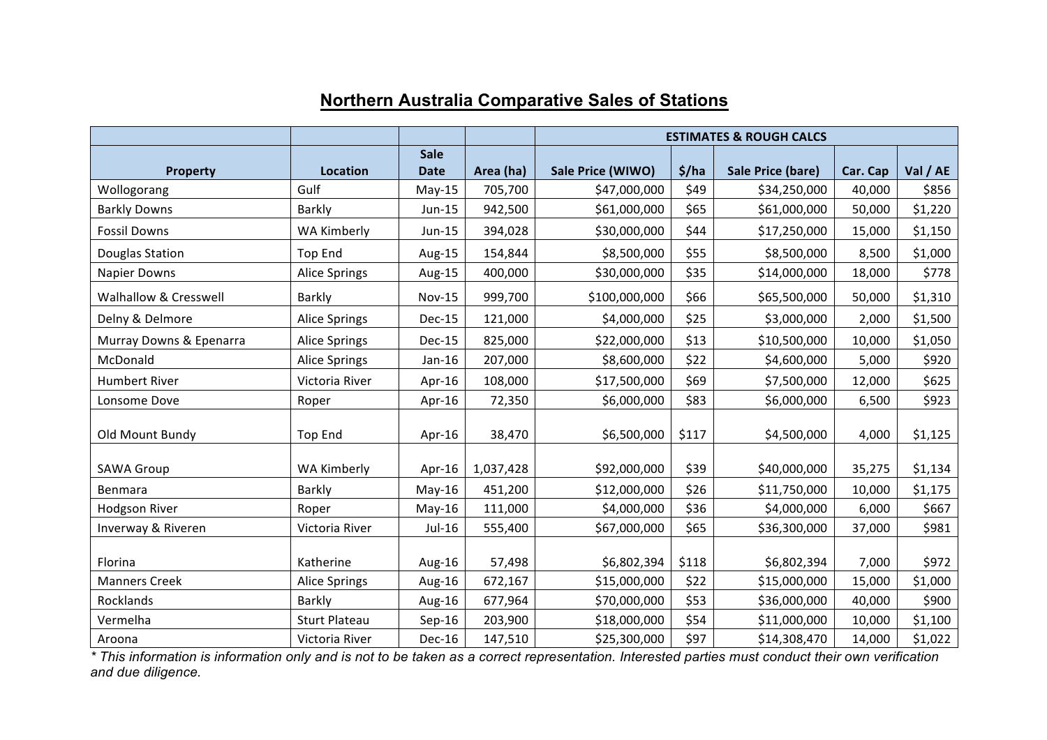# Northern Australia Comparative Sales of Stations

| | | | | ESTIMATES & ROUGH CALCS | | | | |
|---|---|---|---|---|---|---|---|---|
| **Property** | **Location** | **Sale Date** | **Area (ha)** | **Sale Price (WIWO)** | **$/ha** | **Sale Price (bare)** | **Car. Cap** | **Val / AE** |
| Wollogorang | Gulf | May-15 | 705,700 | $47,000,000 | $49 | $34,250,000 | 40,000 | $856 |
| Barkly Downs | Barkly | Jun-15 | 942,500 | $61,000,000 | $65 | $61,000,000 | 50,000 | $1,220 |
| Fossil Downs | WA Kimberly | Jun-15 | 394,028 | $30,000,000 | $44 | $17,250,000 | 15,000 | $1,150 |
| Douglas Station | Top End | Aug-15 | 154,844 | $8,500,000 | $55 | $8,500,000 | 8,500 | $1,000 |
| Napier Downs | Alice Springs | Aug-15 | 400,000 | $30,000,000 | $35 | $14,000,000 | 18,000 | $778 |
| Walhallow & Cresswell | Barkly | Nov-15 | 999,700 | $100,000,000 | $66 | $65,500,000 | 50,000 | $1,310 |
| Delny & Delmore | Alice Springs | Dec-15 | 121,000 | $4,000,000 | $25 | $3,000,000 | 2,000 | $1,500 |
| Murray Downs & Epenarra | Alice Springs | Dec-15 | 825,000 | $22,000,000 | $13 | $10,500,000 | 10,000 | $1,050 |
| McDonald | Alice Springs | Jan-16 | 207,000 | $8,600,000 | $22 | $4,600,000 | 5,000 | $920 |
| Humbert River | Victoria River | Apr-16 | 108,000 | $17,500,000 | $69 | $7,500,000 | 12,000 | $625 |
| Lonsome Dove | Roper | Apr-16 | 72,350 | $6,000,000 | $83 | $6,000,000 | 6,500 | $923 |
| Old Mount Bundy | Top End | Apr-16 | 38,470 | $6,500,000 | $117 | $4,500,000 | 4,000 | $1,125 |
| SAWA Group | WA Kimberly | Apr-16 | 1,037,428 | $92,000,000 | $39 | $40,000,000 | 35,275 | $1,134 |
| Benmara | Barkly | May-16 | 451,200 | $12,000,000 | $26 | $11,750,000 | 10,000 | $1,175 |
| Hodgson River | Roper | May-16 | 111,000 | $4,000,000 | $36 | $4,000,000 | 6,000 | $667 |
| Inverway & Riveren | Victoria River | Jul-16 | 555,400 | $67,000,000 | $65 | $36,300,000 | 37,000 | $981 |
| Florina | Katherine | Aug-16 | 57,498 | $6,802,394 | $118 | $6,802,394 | 7,000 | $972 |
| Manners Creek | Alice Springs | Aug-16 | 672,167 | $15,000,000 | $22 | $15,000,000 | 15,000 | $1,000 |
| Rocklands | Barkly | Aug-16 | 677,964 | $70,000,000 | $53 | $36,000,000 | 40,000 | $900 |
| Vermelha | Sturt Plateau | Sep-16 | 203,900 | $18,000,000 | $54 | $11,000,000 | 10,000 | $1,100 |
| Aroona | Victoria River | Dec-16 | 147,510 | $25,300,000 | $97 | $14,308,470 | 14,000 | $1,022 |

*\* This information is information only and is not to be taken as a correct representation. Interested parties must conduct their own verification and due diligence.*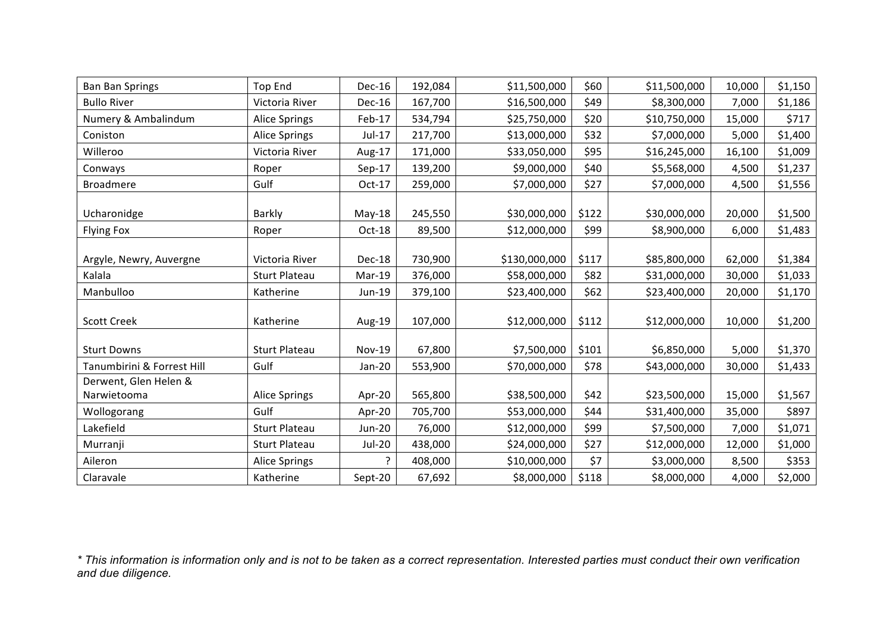| | | | | | | | | |
|---|---|---|---|---|---|---|---|---|
| Ban Ban Springs | Top End | Dec-16 | 192,084 | $11,500,000 | $60 | $11,500,000 | 10,000 | $1,150 |
| Bullo River | Victoria River | Dec-16 | 167,700 | $16,500,000 | $49 | $8,300,000 | 7,000 | $1,186 |
| Numery & Ambalindum | Alice Springs | Feb-17 | 534,794 | $25,750,000 | $20 | $10,750,000 | 15,000 | $717 |
| Coniston | Alice Springs | Jul-17 | 217,700 | $13,000,000 | $32 | $7,000,000 | 5,000 | $1,400 |
| Willeroo | Victoria River | Aug-17 | 171,000 | $33,050,000 | $95 | $16,245,000 | 16,100 | $1,009 |
| Conways | Roper | Sep-17 | 139,200 | $9,000,000 | $40 | $5,568,000 | 4,500 | $1,237 |
| Broadmere | Gulf | Oct-17 | 259,000 | $7,000,000 | $27 | $7,000,000 | 4,500 | $1,556 |
| Ucharonidge | Barkly | May-18 | 245,550 | $30,000,000 | $122 | $30,000,000 | 20,000 | $1,500 |
| Flying Fox | Roper | Oct-18 | 89,500 | $12,000,000 | $99 | $8,900,000 | 6,000 | $1,483 |
| Argyle, Newry, Auvergne | Victoria River | Dec-18 | 730,900 | $130,000,000 | $117 | $85,800,000 | 62,000 | $1,384 |
| Kalala | Sturt Plateau | Mar-19 | 376,000 | $58,000,000 | $82 | $31,000,000 | 30,000 | $1,033 |
| Manbulloo | Katherine | Jun-19 | 379,100 | $23,400,000 | $62 | $23,400,000 | 20,000 | $1,170 |
| Scott Creek | Katherine | Aug-19 | 107,000 | $12,000,000 | $112 | $12,000,000 | 10,000 | $1,200 |
| Sturt Downs | Sturt Plateau | Nov-19 | 67,800 | $7,500,000 | $101 | $6,850,000 | 5,000 | $1,370 |
| Tanumbirini & Forrest Hill | Gulf | Jan-20 | 553,900 | $70,000,000 | $78 | $43,000,000 | 30,000 | $1,433 |
| Derwent, Glen Helen & Narwietooma | Alice Springs | Apr-20 | 565,800 | $38,500,000 | $42 | $23,500,000 | 15,000 | $1,567 |
| Wollogorang | Gulf | Apr-20 | 705,700 | $53,000,000 | $44 | $31,400,000 | 35,000 | $897 |
| Lakefield | Sturt Plateau | Jun-20 | 76,000 | $12,000,000 | $99 | $7,500,000 | 7,000 | $1,071 |
| Murranji | Sturt Plateau | Jul-20 | 438,000 | $24,000,000 | $27 | $12,000,000 | 12,000 | $1,000 |
| Aileron | Alice Springs | ? | 408,000 | $10,000,000 | $7 | $3,000,000 | 8,500 | $353 |
| Claravale | Katherine | Sept-20 | 67,692 | $8,000,000 | $118 | $8,000,000 | 4,000 | $2,000 |

*\* This information is information only and is not to be taken as a correct representation. Interested parties must conduct their own verification and due diligence.*